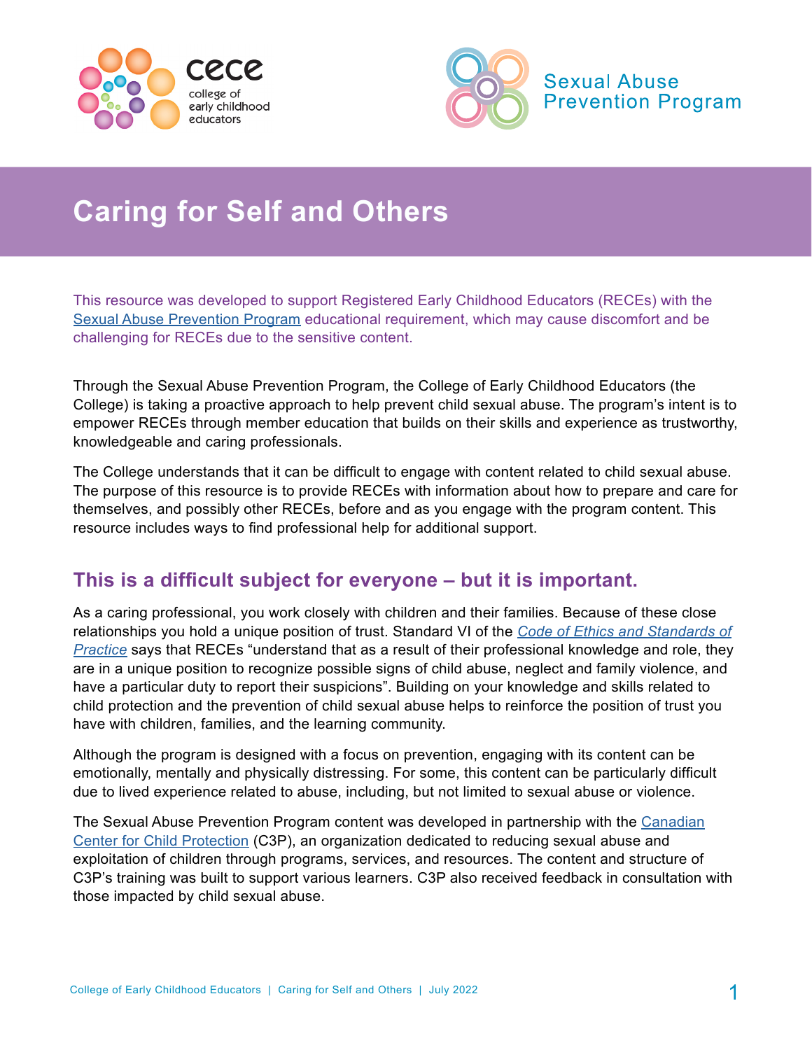cece college of early childhood educators

Sexual Abuse Prevention Program

# Caring for Self and Others

This resource was developed to support Registered Early Childhood Educators (RECEs) with the Sexual Abuse Prevention Program educational requirement, which may cause discomfort and be challenging for RECEs due to the sensitive content.

Through the Sexual Abuse Prevention Program, the College of Early Childhood Educators (the College) is taking a proactive approach to help prevent child sexual abuse. The program's intent is to empower RECEs through member education that builds on their skills and experience as trustworthy, knowledgeable and caring professionals.

The College understands that it can be difficult to engage with content related to child sexual abuse. The purpose of this resource is to provide RECEs with information about how to prepare and care for themselves, and possibly other RECEs, before and as you engage with the program content. This resource includes ways to find professional help for additional support.

## This is a difficult subject for everyone – but it is important.

As a caring professional, you work closely with children and their families. Because of these close relationships you hold a unique position of trust. Standard VI of the *Code of Ethics and Standards of Practice* says that RECEs "understand that as a result of their professional knowledge and role, they are in a unique position to recognize possible signs of child abuse, neglect and family violence, and have a particular duty to report their suspicions". Building on your knowledge and skills related to child protection and the prevention of child sexual abuse helps to reinforce the position of trust you have with children, families, and the learning community.

Although the program is designed with a focus on prevention, engaging with its content can be emotionally, mentally and physically distressing. For some, this content can be particularly difficult due to lived experience related to abuse, including, but not limited to sexual abuse or violence.

The Sexual Abuse Prevention Program content was developed in partnership with the Canadian Center for Child Protection (C3P), an organization dedicated to reducing sexual abuse and exploitation of children through programs, services, and resources. The content and structure of C3P's training was built to support various learners. C3P also received feedback in consultation with those impacted by child sexual abuse.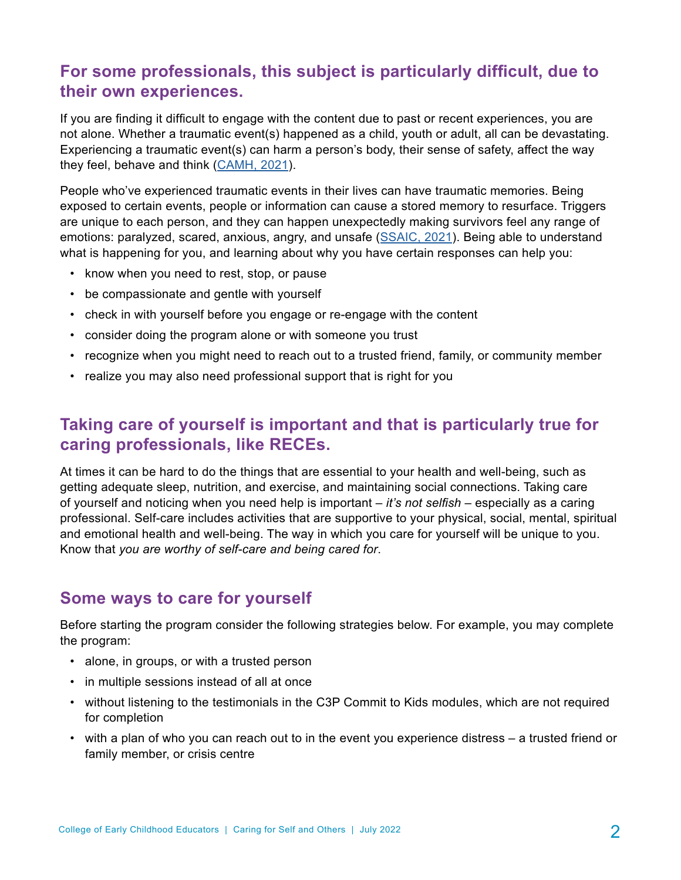## For some professionals, this subject is particularly difficult, due to their own experiences.

If you are finding it difficult to engage with the content due to past or recent experiences, you are not alone. Whether a traumatic event(s) happened as a child, youth or adult, all can be devastating. Experiencing a traumatic event(s) can harm a person's body, their sense of safety, affect the way they feel, behave and think (CAMH, 2021).

People who've experienced traumatic events in their lives can have traumatic memories. Being exposed to certain events, people or information can cause a stored memory to resurface. Triggers are unique to each person, and they can happen unexpectedly making survivors feel any range of emotions: paralyzed, scared, anxious, angry, and unsafe (SSAIC, 2021). Being able to understand what is happening for you, and learning about why you have certain responses can help you:

- know when you need to rest, stop, or pause
- be compassionate and gentle with yourself
- check in with yourself before you engage or re-engage with the content
- consider doing the program alone or with someone you trust
- recognize when you might need to reach out to a trusted friend, family, or community member
- realize you may also need professional support that is right for you

## Taking care of yourself is important and that is particularly true for caring professionals, like RECEs.

At times it can be hard to do the things that are essential to your health and well-being, such as getting adequate sleep, nutrition, and exercise, and maintaining social connections. Taking care of yourself and noticing when you need help is important – *it's not selfish* – especially as a caring professional. Self-care includes activities that are supportive to your physical, social, mental, spiritual and emotional health and well-being. The way in which you care for yourself will be unique to you. Know that *you are worthy of self-care and being cared for*.

## Some ways to care for yourself

Before starting the program consider the following strategies below. For example, you may complete the program:

- alone, in groups, or with a trusted person
- in multiple sessions instead of all at once
- without listening to the testimonials in the C3P Commit to Kids modules, which are not required for completion
- with a plan of who you can reach out to in the event you experience distress – a trusted friend or family member, or crisis centre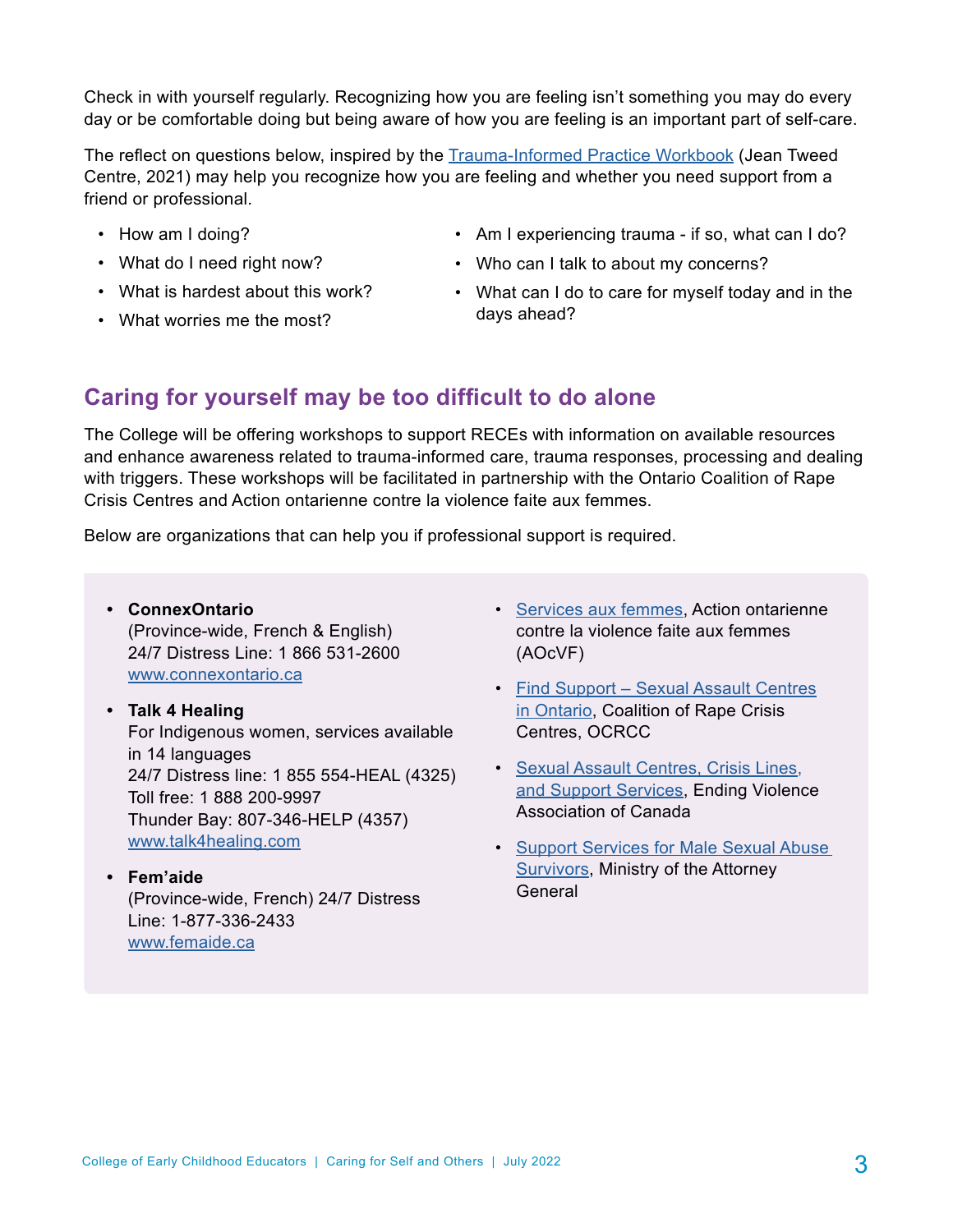Check in with yourself regularly. Recognizing how you are feeling isn't something you may do every day or be comfortable doing but being aware of how you are feeling is an important part of self-care.

The reflect on questions below, inspired by the Trauma-Informed Practice Workbook (Jean Tweed Centre, 2021) may help you recognize how you are feeling and whether you need support from a friend or professional.

- How am I doing?
- What do I need right now?
- What is hardest about this work?
- What worries me the most?
- Am I experiencing trauma - if so, what can I do?
- Who can I talk to about my concerns?
- What can I do to care for myself today and in the days ahead?

## Caring for yourself may be too difficult to do alone

The College will be offering workshops to support RECEs with information on available resources and enhance awareness related to trauma-informed care, trauma responses, processing and dealing with triggers. These workshops will be facilitated in partnership with the Ontario Coalition of Rape Crisis Centres and Action ontarienne contre la violence faite aux femmes.

Below are organizations that can help you if professional support is required.

- **ConnexOntario**
  (Province-wide, French & English)
  24/7 Distress Line: 1 866 531-2600
  www.connexontario.ca
- **Talk 4 Healing**
  For Indigenous women, services available in 14 languages
  24/7 Distress line: 1 855 554-HEAL (4325)
  Toll free: 1 888 200-9997
  Thunder Bay: 807-346-HELP (4357)
  www.talk4healing.com
- **Fem'aide**
  (Province-wide, French) 24/7 Distress Line: 1-877-336-2433
  www.femaide.ca
- Services aux femmes, Action ontarienne contre la violence faite aux femmes (AOcVF)
- Find Support – Sexual Assault Centres in Ontario, Coalition of Rape Crisis Centres, OCRCC
- Sexual Assault Centres, Crisis Lines, and Support Services, Ending Violence Association of Canada
- Support Services for Male Sexual Abuse Survivors, Ministry of the Attorney General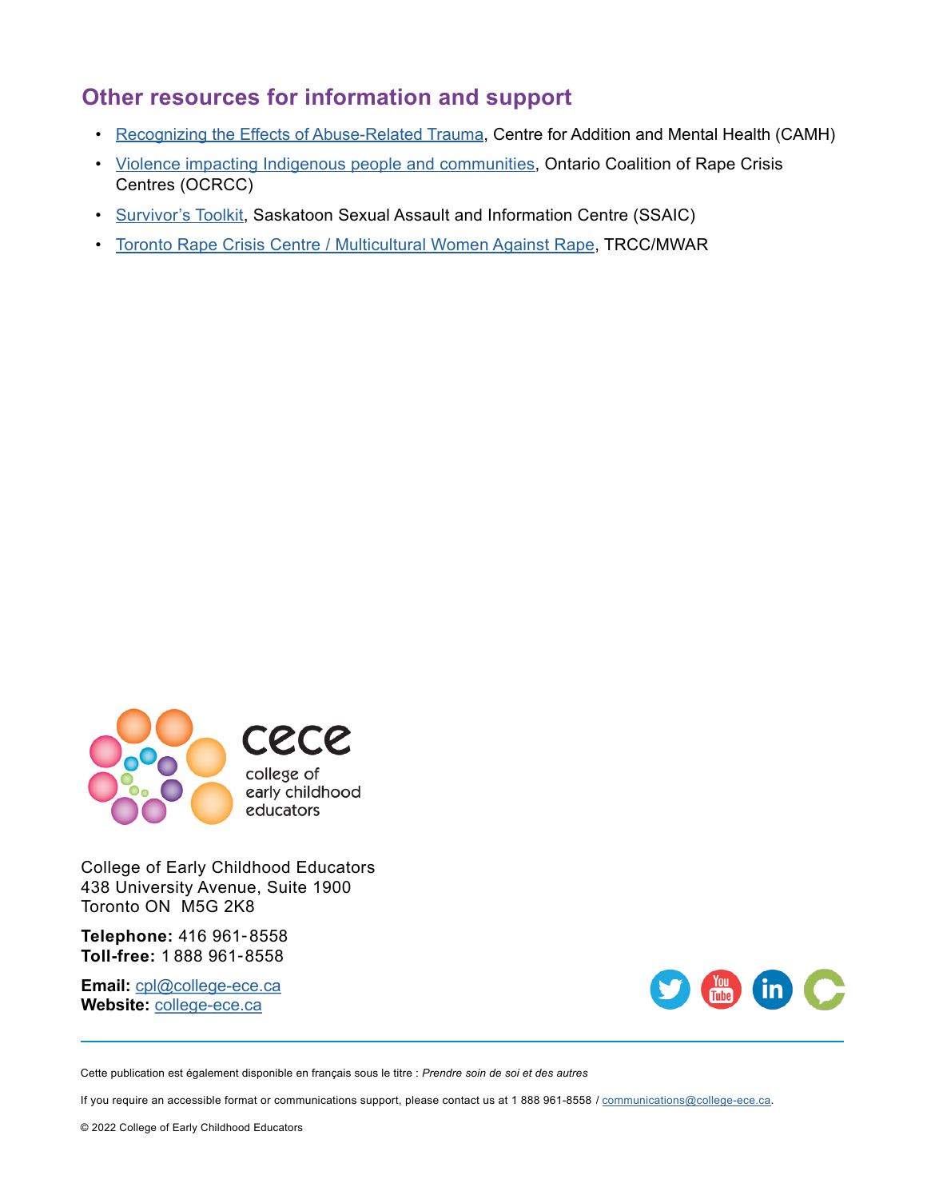## Other resources for information and support

- Recognizing the Effects of Abuse-Related Trauma, Centre for Addition and Mental Health (CAMH)
- Violence impacting Indigenous people and communities, Ontario Coalition of Rape Crisis Centres (OCRCC)
- Survivor's Toolkit, Saskatoon Sexual Assault and Information Centre (SSAIC)
- Toronto Rape Crisis Centre / Multicultural Women Against Rape, TRCC/MWAR

cece
college of
early childhood
educators

College of Early Childhood Educators
438 University Avenue, Suite 1900
Toronto ON  M5G 2K8

**Telephone:** 416 961-8558
**Toll-free:** 1 888 961-8558

**Email:** cpl@college-ece.ca
**Website:** college-ece.ca

Cette publication est également disponible en français sous le titre : *Prendre soin de soi et des autres*

If you require an accessible format or communications support, please contact us at 1 888 961-8558 / communications@college-ece.ca.

© 2022 College of Early Childhood Educators